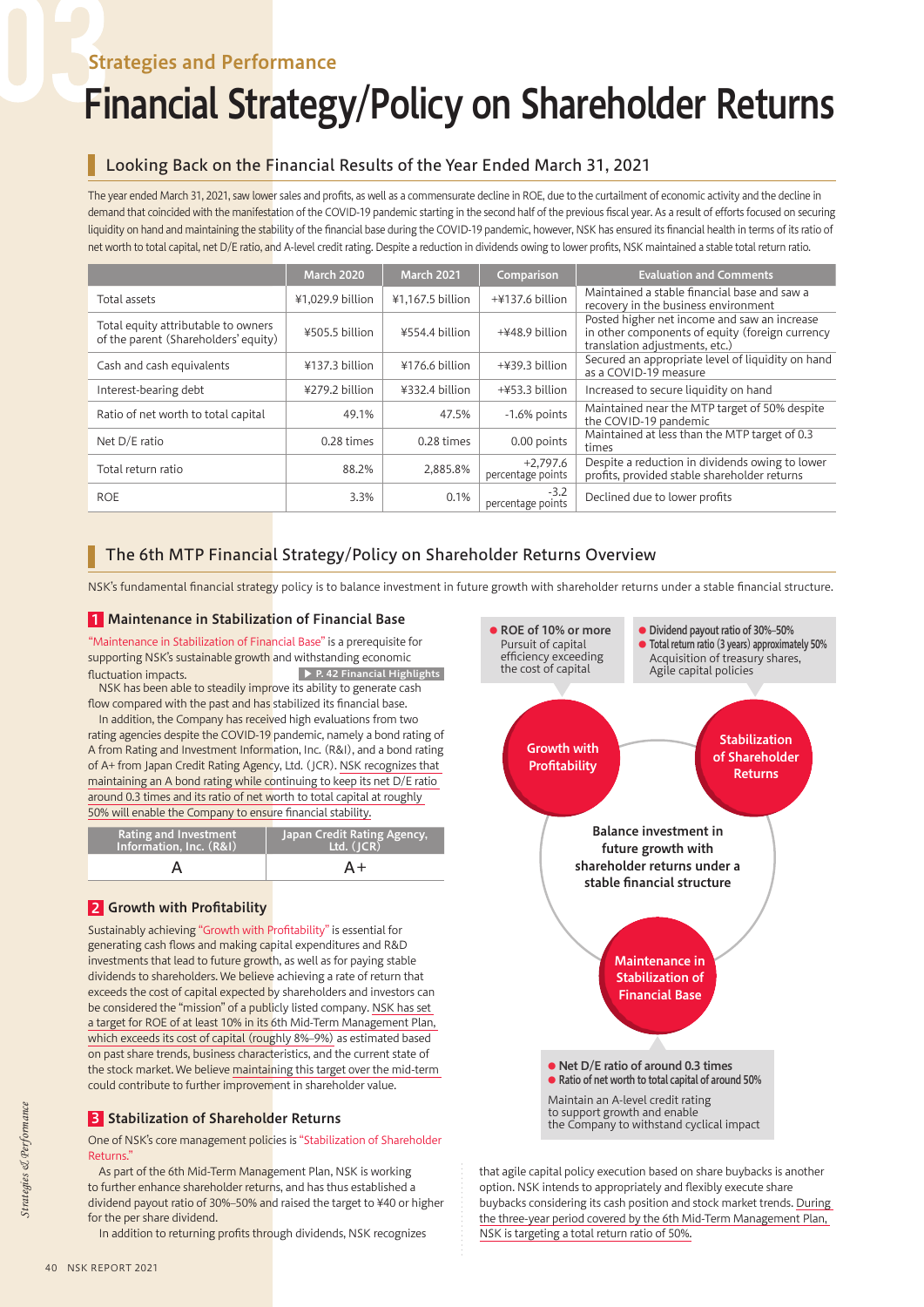Strategies and Performance

# Financial Strategy/Policy on Shareholder Returns

## Looking Back on the Financial Results of the Year Ended March 31, 2021

The year ended March 31, 2021, saw lower sales and profits, as well as a commensurate decline in ROE, due to the curtailment of economic activity and the decline in demand that coincided with the manifestation of the COVID-19 pandemic starting in the second half of the previous fiscal year. As a result of efforts focused on securing liquidity on hand and maintaining the stability of the financial base during the COVID-19 pandemic, however, NSK has ensured its financial health in terms of its ratio of net worth to total capital, net D/E ratio, and A-level credit rating. Despite a reduction in dividends owing to lower profits, NSK maintained a stable total return ratio.

| | March 2020 | March 2021 | Comparison | Evaluation and Comments |
|---|---|---|---|---|
| Total assets | ¥1,029.9 billion | ¥1,167.5 billion | +¥137.6 billion | Maintained a stable financial base and saw a recovery in the business environment |
| Total equity attributable to owners of the parent (Shareholders' equity) | ¥505.5 billion | ¥554.4 billion | +¥48.9 billion | Posted higher net income and saw an increase in other components of equity (foreign currency translation adjustments, etc.) |
| Cash and cash equivalents | ¥137.3 billion | ¥176.6 billion | +¥39.3 billion | Secured an appropriate level of liquidity on hand as a COVID-19 measure |
| Interest-bearing debt | ¥279.2 billion | ¥332.4 billion | +¥53.3 billion | Increased to secure liquidity on hand |
| Ratio of net worth to total capital | 49.1% | 47.5% | -1.6% points | Maintained near the MTP target of 50% despite the COVID-19 pandemic |
| Net D/E ratio | 0.28 times | 0.28 times | 0.00 points | Maintained at less than the MTP target of 0.3 times |
| Total return ratio | 88.2% | 2,885.8% | +2,797.6 percentage points | Despite a reduction in dividends owing to lower profits, provided stable shareholder returns |
| ROE | 3.3% | 0.1% | -3.2 percentage points | Declined due to lower profits |

## The 6th MTP Financial Strategy/Policy on Shareholder Returns Overview

NSK's fundamental financial strategy policy is to balance investment in future growth with shareholder returns under a stable financial structure.

### 1 Maintenance in Stabilization of Financial Base

"Maintenance in Stabilization of Financial Base" is a prerequisite for supporting NSK's sustainable growth and withstanding economic fluctuation impacts. ▶ P. 42 Financial Highlights

NSK has been able to steadily improve its ability to generate cash flow compared with the past and has stabilized its financial base.

In addition, the Company has received high evaluations from two rating agencies despite the COVID-19 pandemic, namely a bond rating of A from Rating and Investment Information, Inc. (R&I), and a bond rating of A+ from Japan Credit Rating Agency, Ltd. (JCR). NSK recognizes that maintaining an A bond rating while continuing to keep its net D/E ratio around 0.3 times and its ratio of net worth to total capital at roughly 50% will enable the Company to ensure financial stability.

| Rating and Investment Information, Inc. (R&I) | Japan Credit Rating Agency, Ltd. (JCR) |
|---|---|
| A | A+ |

### 2 Growth with Profitability

Sustainably achieving "Growth with Profitability" is essential for generating cash flows and making capital expenditures and R&D investments that lead to future growth, as well as for paying stable dividends to shareholders. We believe achieving a rate of return that exceeds the cost of capital expected by shareholders and investors can be considered the "mission" of a publicly listed company. NSK has set a target for ROE of at least 10% in its 6th Mid-Term Management Plan, which exceeds its cost of capital (roughly 8%–9%) as estimated based on past share trends, business characteristics, and the current state of the stock market. We believe maintaining this target over the mid-term could contribute to further improvement in shareholder value.

### 3 Stabilization of Shareholder Returns

One of NSK's core management policies is "Stabilization of Shareholder Returns."

As part of the 6th Mid-Term Management Plan, NSK is working to further enhance shareholder returns, and has thus established a dividend payout ratio of 30%–50% and raised the target to ¥40 or higher for the per share dividend.

In addition to returning profits through dividends, NSK recognizes that agile capital policy execution based on share buybacks is another option. NSK intends to appropriately and flexibly execute share buybacks considering its cash position and stock market trends. During the three-year period covered by the 6th Mid-Term Management Plan, NSK is targeting a total return ratio of 50%.

- ROE of 10% or more
  Pursuit of capital efficiency exceeding the cost of capital
- Dividend payout ratio of 30%–50%
- Total return ratio (3 years) approximately 50%
  Acquisition of treasury shares, Agile capital policies

**Growth with Profitability**

**Stabilization of Shareholder Returns**

**Balance investment in future growth with shareholder returns under a stable financial structure**

**Maintenance in Stabilization of Financial Base**

- Net D/E ratio of around 0.3 times
- Ratio of net worth to total capital of around 50%

Maintain an A-level credit rating to support growth and enable the Company to withstand cyclical impact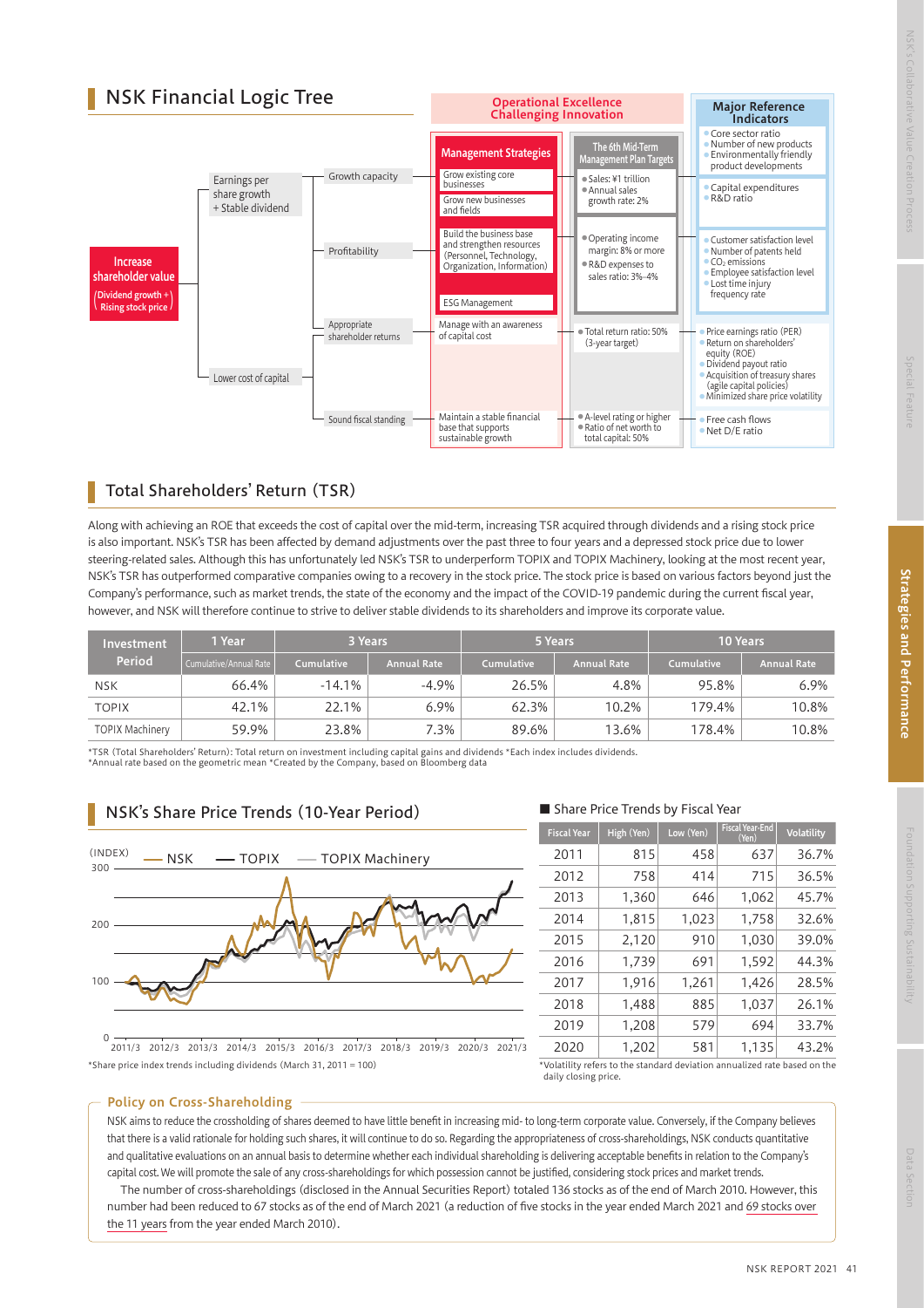## NSK Financial Logic Tree

Increase shareholder value (Dividend growth + Rising stock price)

Earnings per share growth + Stable dividend

Lower cost of capital

Growth capacity

Profitability

Appropriate shareholder returns

Sound fiscal standing

Operational Excellence Challenging Innovation

Management Strategies

- Grow existing core businesses
- Grow new businesses and fields
- Build the business base and strengthen resources (Personnel, Technology, Organization, Information)
- ESG Management
- Manage with an awareness of capital cost
- Maintain a stable financial base that supports sustainable growth

The 6th Mid-Term Management Plan Targets

- Sales: ¥1 trillion
- Annual sales growth rate: 2%
- Operating income margin: 8% or more
- R&D expenses to sales ratio: 3%–4%
- Total return ratio: 50% (3-year target)
- A-level rating or higher
- Ratio of net worth to total capital: 50%

Major Reference Indicators

- Core sector ratio
- Number of new products
- Environmentally friendly product developments
- Capital expenditures
- R&D ratio
- Customer satisfaction level
- Number of patents held
- $CO_2$ emissions
- Employee satisfaction level
- Lost time injury frequency rate
- Price earnings ratio (PER)
- Return on shareholders' equity (ROE)
- Dividend payout ratio
- Acquisition of treasury shares (agile capital policies)
- Minimized share price volatility
- Free cash flows
- Net D/E ratio

## Total Shareholders' Return (TSR)

Along with achieving an ROE that exceeds the cost of capital over the mid-term, increasing TSR acquired through dividends and a rising stock price is also important. NSK's TSR has been affected by demand adjustments over the past three to four years and a depressed stock price due to lower steering-related sales. Although this has unfortunately led NSK's TSR to underperform TOPIX and TOPIX Machinery, looking at the most recent year, NSK's TSR has outperformed comparative companies owing to a recovery in the stock price. The stock price is based on various factors beyond just the Company's performance, such as market trends, the state of the economy and the impact of the COVID-19 pandemic during the current fiscal year, however, and NSK will therefore continue to strive to deliver stable dividends to its shareholders and improve its corporate value.

| Investment Period | 1 Year | 3 Years | | 5 Years | | 10 Years | |
|---|---|---|---|---|---|---|---|
| | Cumulative/Annual Rate | Cumulative | Annual Rate | Cumulative | Annual Rate | Cumulative | Annual Rate |
| NSK | 66.4% | -14.1% | -4.9% | 26.5% | 4.8% | 95.8% | 6.9% |
| TOPIX | 42.1% | 22.1% | 6.9% | 62.3% | 10.2% | 179.4% | 10.8% |
| TOPIX Machinery | 59.9% | 23.8% | 7.3% | 89.6% | 13.6% | 178.4% | 10.8% |

*TSR (Total Shareholders' Return): Total return on investment including capital gains and dividends *Each index includes dividends.
*Annual rate based on the geometric mean *Created by the Company, based on Bloomberg data

## NSK's Share Price Trends (10-Year Period)

(INDEX)
NSK
TOPIX
TOPIX Machinery
300
200
100
0
2011/3 2012/3 2013/3 2014/3 2015/3 2016/3 2017/3 2018/3 2019/3 2020/3 2021/3

*Share price index trends including dividends (March 31, 2011 = 100)

### ■ Share Price Trends by Fiscal Year

| Fiscal Year | High (Yen) | Low (Yen) | Fiscal Year-End (Yen) | Volatility |
|---|---|---|---|---|
| 2011 | 815 | 458 | 637 | 36.7% |
| 2012 | 758 | 414 | 715 | 36.5% |
| 2013 | 1,360 | 646 | 1,062 | 45.7% |
| 2014 | 1,815 | 1,023 | 1,758 | 32.6% |
| 2015 | 2,120 | 910 | 1,030 | 39.0% |
| 2016 | 1,739 | 691 | 1,592 | 44.3% |
| 2017 | 1,916 | 1,261 | 1,426 | 28.5% |
| 2018 | 1,488 | 885 | 1,037 | 26.1% |
| 2019 | 1,208 | 579 | 694 | 33.7% |
| 2020 | 1,202 | 581 | 1,135 | 43.2% |

*Volatility refers to the standard deviation annualized rate based on the daily closing price.

### Policy on Cross-Shareholding

NSK aims to reduce the crossholding of shares deemed to have little benefit in increasing mid- to long-term corporate value. Conversely, if the Company believes that there is a valid rationale for holding such shares, it will continue to do so. Regarding the appropriateness of cross-shareholdings, NSK conducts quantitative and qualitative evaluations on an annual basis to determine whether each individual shareholding is delivering acceptable benefits in relation to the Company's capital cost. We will promote the sale of any cross-shareholdings for which possession cannot be justified, considering stock prices and market trends.

The number of cross-shareholdings (disclosed in the Annual Securities Report) totaled 136 stocks as of the end of March 2010. However, this number had been reduced to 67 stocks as of the end of March 2021 (a reduction of five stocks in the year ended March 2021 and 69 stocks over the 11 years from the year ended March 2010).